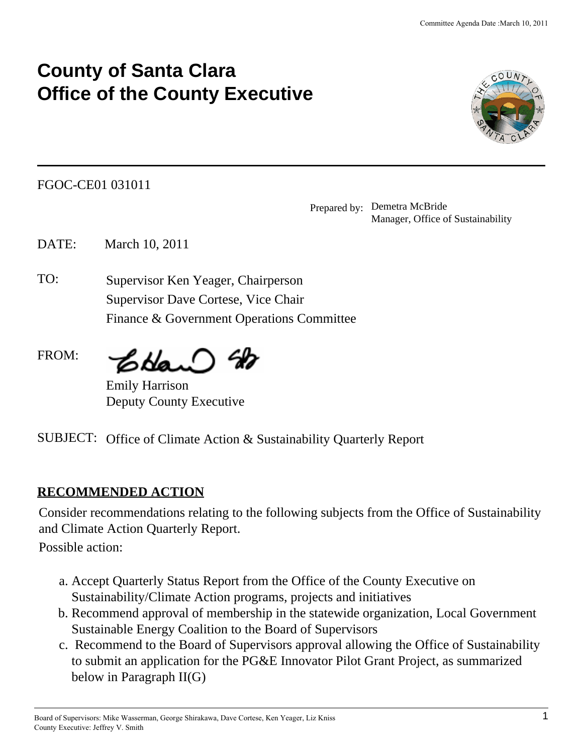# County of Santa Clara
# Office of the County Executive

FGOC-CE01 031011

Prepared by: Demetra McBride
Manager, Office of Sustainability

DATE: March 10, 2011

TO: Supervisor Ken Yeager, Chairperson
Supervisor Dave Cortese, Vice Chair
Finance & Government Operations Committee

FROM: Emily Harrison
Deputy County Executive

SUBJECT: Office of Climate Action & Sustainability Quarterly Report

## RECOMMENDED ACTION

Consider recommendations relating to the following subjects from the Office of Sustainability and Climate Action Quarterly Report.

Possible action:

a. Accept Quarterly Status Report from the Office of the County Executive on Sustainability/Climate Action programs, projects and initiatives

b. Recommend approval of membership in the statewide organization, Local Government Sustainable Energy Coalition to the Board of Supervisors

c. Recommend to the Board of Supervisors approval allowing the Office of Sustainability to submit an application for the PG&E Innovator Pilot Grant Project, as summarized below in Paragraph II(G)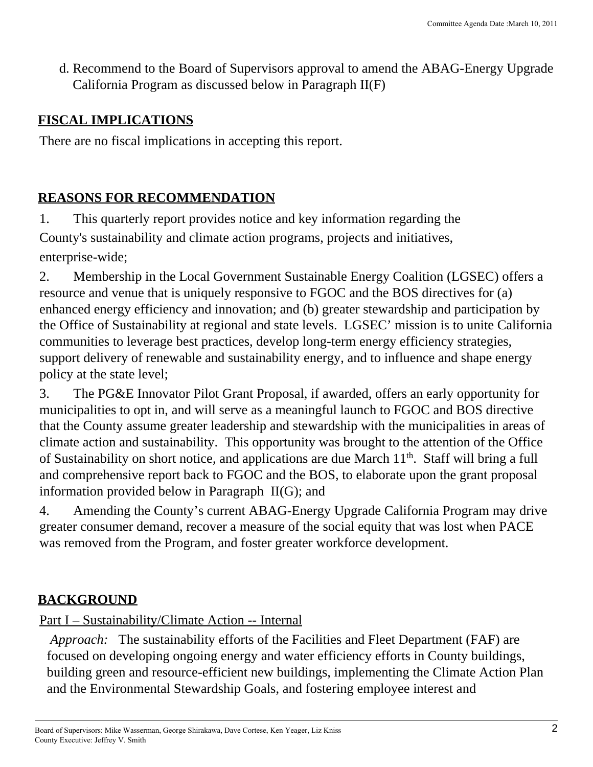d. Recommend to the Board of Supervisors approval to amend the ABAG-Energy Upgrade California Program as discussed below in Paragraph II(F)

## FISCAL IMPLICATIONS

There are no fiscal implications in accepting this report.

## REASONS FOR RECOMMENDATION

1. This quarterly report provides notice and key information regarding the County's sustainability and climate action programs, projects and initiatives, enterprise-wide;

2. Membership in the Local Government Sustainable Energy Coalition (LGSEC) offers a resource and venue that is uniquely responsive to FGOC and the BOS directives for (a) enhanced energy efficiency and innovation; and (b) greater stewardship and participation by the Office of Sustainability at regional and state levels. LGSEC' mission is to unite California communities to leverage best practices, develop long-term energy efficiency strategies, support delivery of renewable and sustainability energy, and to influence and shape energy policy at the state level;

3. The PG&E Innovator Pilot Grant Proposal, if awarded, offers an early opportunity for municipalities to opt in, and will serve as a meaningful launch to FGOC and BOS directive that the County assume greater leadership and stewardship with the municipalities in areas of climate action and sustainability. This opportunity was brought to the attention of the Office of Sustainability on short notice, and applications are due March 11th. Staff will bring a full and comprehensive report back to FGOC and the BOS, to elaborate upon the grant proposal information provided below in Paragraph II(G); and

4. Amending the County's current ABAG-Energy Upgrade California Program may drive greater consumer demand, recover a measure of the social equity that was lost when PACE was removed from the Program, and foster greater workforce development.

## BACKGROUND

Part I – Sustainability/Climate Action -- Internal

*Approach:* The sustainability efforts of the Facilities and Fleet Department (FAF) are focused on developing ongoing energy and water efficiency efforts in County buildings, building green and resource-efficient new buildings, implementing the Climate Action Plan and the Environmental Stewardship Goals, and fostering employee interest and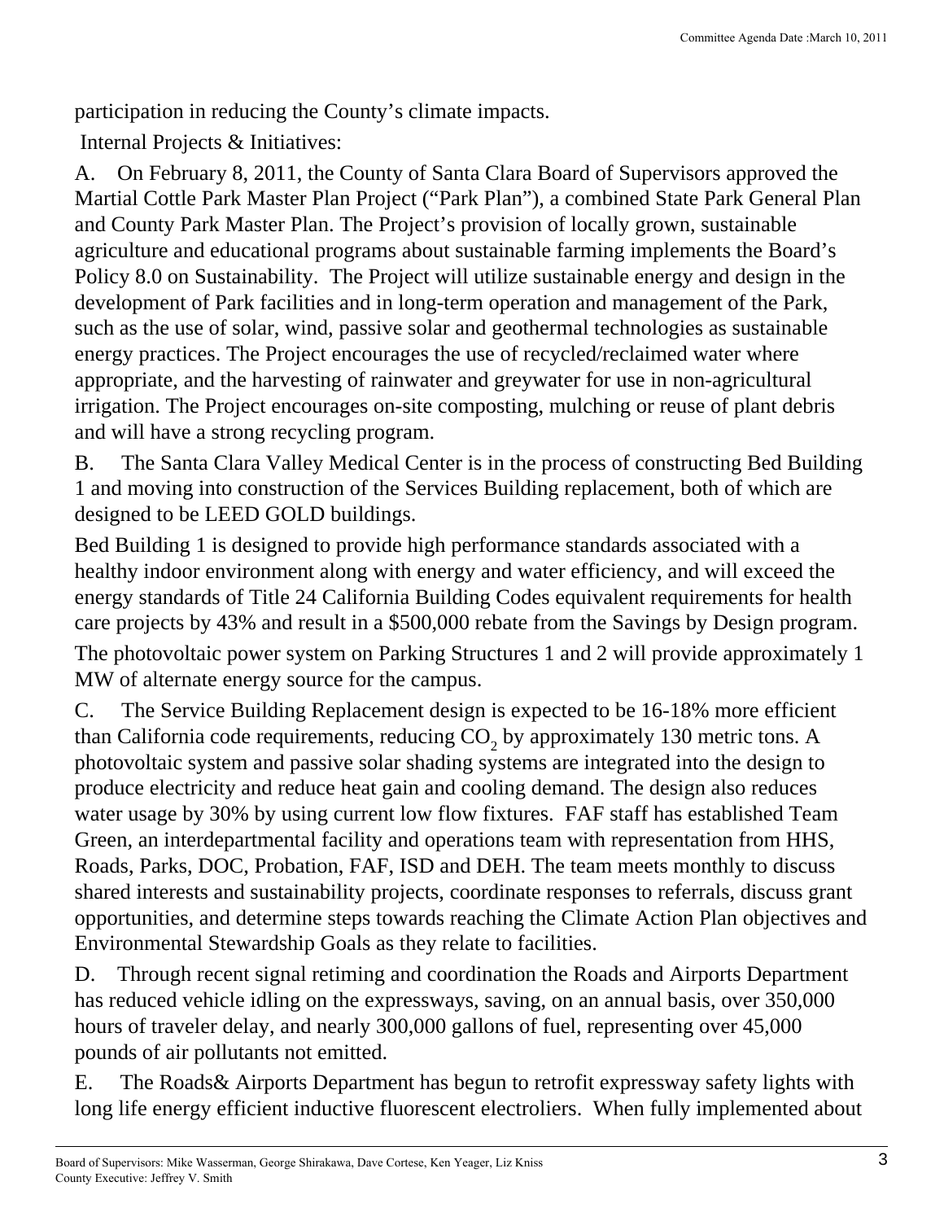participation in reducing the County's climate impacts.

Internal Projects & Initiatives:

A. On February 8, 2011, the County of Santa Clara Board of Supervisors approved the Martial Cottle Park Master Plan Project ("Park Plan"), a combined State Park General Plan and County Park Master Plan. The Project's provision of locally grown, sustainable agriculture and educational programs about sustainable farming implements the Board's Policy 8.0 on Sustainability. The Project will utilize sustainable energy and design in the development of Park facilities and in long-term operation and management of the Park, such as the use of solar, wind, passive solar and geothermal technologies as sustainable energy practices. The Project encourages the use of recycled/reclaimed water where appropriate, and the harvesting of rainwater and greywater for use in non-agricultural irrigation. The Project encourages on-site composting, mulching or reuse of plant debris and will have a strong recycling program.

B. The Santa Clara Valley Medical Center is in the process of constructing Bed Building 1 and moving into construction of the Services Building replacement, both of which are designed to be LEED GOLD buildings.

Bed Building 1 is designed to provide high performance standards associated with a healthy indoor environment along with energy and water efficiency, and will exceed the energy standards of Title 24 California Building Codes equivalent requirements for health care projects by 43% and result in a $500,000 rebate from the Savings by Design program. The photovoltaic power system on Parking Structures 1 and 2 will provide approximately 1 MW of alternate energy source for the campus.

C. The Service Building Replacement design is expected to be 16-18% more efficient than California code requirements, reducing $CO_2$ by approximately 130 metric tons. A photovoltaic system and passive solar shading systems are integrated into the design to produce electricity and reduce heat gain and cooling demand. The design also reduces water usage by 30% by using current low flow fixtures. FAF staff has established Team Green, an interdepartmental facility and operations team with representation from HHS, Roads, Parks, DOC, Probation, FAF, ISD and DEH. The team meets monthly to discuss shared interests and sustainability projects, coordinate responses to referrals, discuss grant opportunities, and determine steps towards reaching the Climate Action Plan objectives and Environmental Stewardship Goals as they relate to facilities.

D. Through recent signal retiming and coordination the Roads and Airports Department has reduced vehicle idling on the expressways, saving, on an annual basis, over 350,000 hours of traveler delay, and nearly 300,000 gallons of fuel, representing over 45,000 pounds of air pollutants not emitted.

E. The Roads& Airports Department has begun to retrofit expressway safety lights with long life energy efficient inductive fluorescent electroliers. When fully implemented about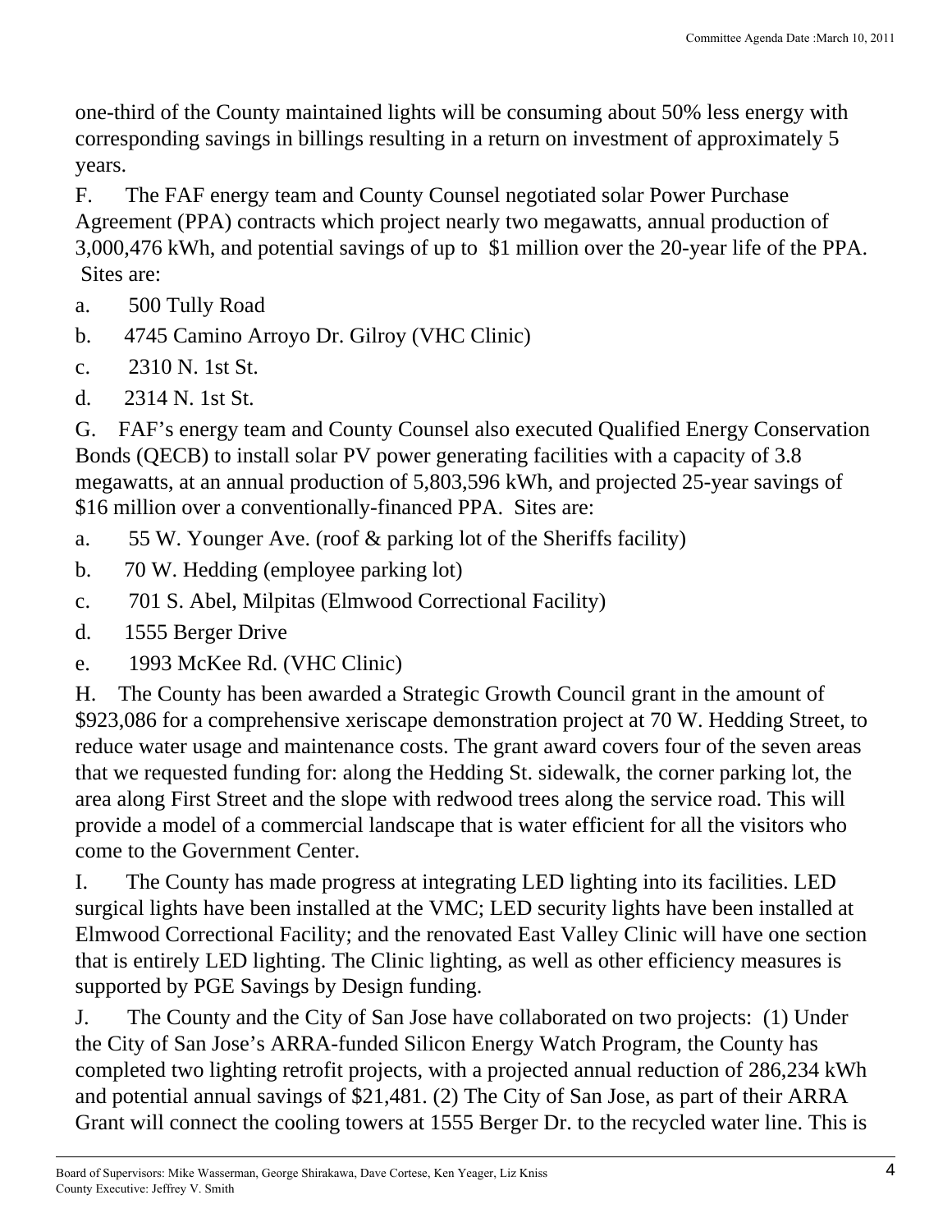one-third of the County maintained lights will be consuming about 50% less energy with corresponding savings in billings resulting in a return on investment of approximately 5 years.

F. The FAF energy team and County Counsel negotiated solar Power Purchase Agreement (PPA) contracts which project nearly two megawatts, annual production of 3,000,476 kWh, and potential savings of up to $1 million over the 20-year life of the PPA. Sites are:

a. 500 Tully Road

b. 4745 Camino Arroyo Dr. Gilroy (VHC Clinic)

c. 2310 N. 1st St.

d. 2314 N. 1st St.

G. FAF's energy team and County Counsel also executed Qualified Energy Conservation Bonds (QECB) to install solar PV power generating facilities with a capacity of 3.8 megawatts, at an annual production of 5,803,596 kWh, and projected 25-year savings of $16 million over a conventionally-financed PPA. Sites are:

a. 55 W. Younger Ave. (roof & parking lot of the Sheriffs facility)

b. 70 W. Hedding (employee parking lot)

c. 701 S. Abel, Milpitas (Elmwood Correctional Facility)

d. 1555 Berger Drive

e. 1993 McKee Rd. (VHC Clinic)

H. The County has been awarded a Strategic Growth Council grant in the amount of $923,086 for a comprehensive xeriscape demonstration project at 70 W. Hedding Street, to reduce water usage and maintenance costs. The grant award covers four of the seven areas that we requested funding for: along the Hedding St. sidewalk, the corner parking lot, the area along First Street and the slope with redwood trees along the service road. This will provide a model of a commercial landscape that is water efficient for all the visitors who come to the Government Center.

I. The County has made progress at integrating LED lighting into its facilities. LED surgical lights have been installed at the VMC; LED security lights have been installed at Elmwood Correctional Facility; and the renovated East Valley Clinic will have one section that is entirely LED lighting. The Clinic lighting, as well as other efficiency measures is supported by PGE Savings by Design funding.

J. The County and the City of San Jose have collaborated on two projects: (1) Under the City of San Jose's ARRA-funded Silicon Energy Watch Program, the County has completed two lighting retrofit projects, with a projected annual reduction of 286,234 kWh and potential annual savings of $21,481. (2) The City of San Jose, as part of their ARRA Grant will connect the cooling towers at 1555 Berger Dr. to the recycled water line. This is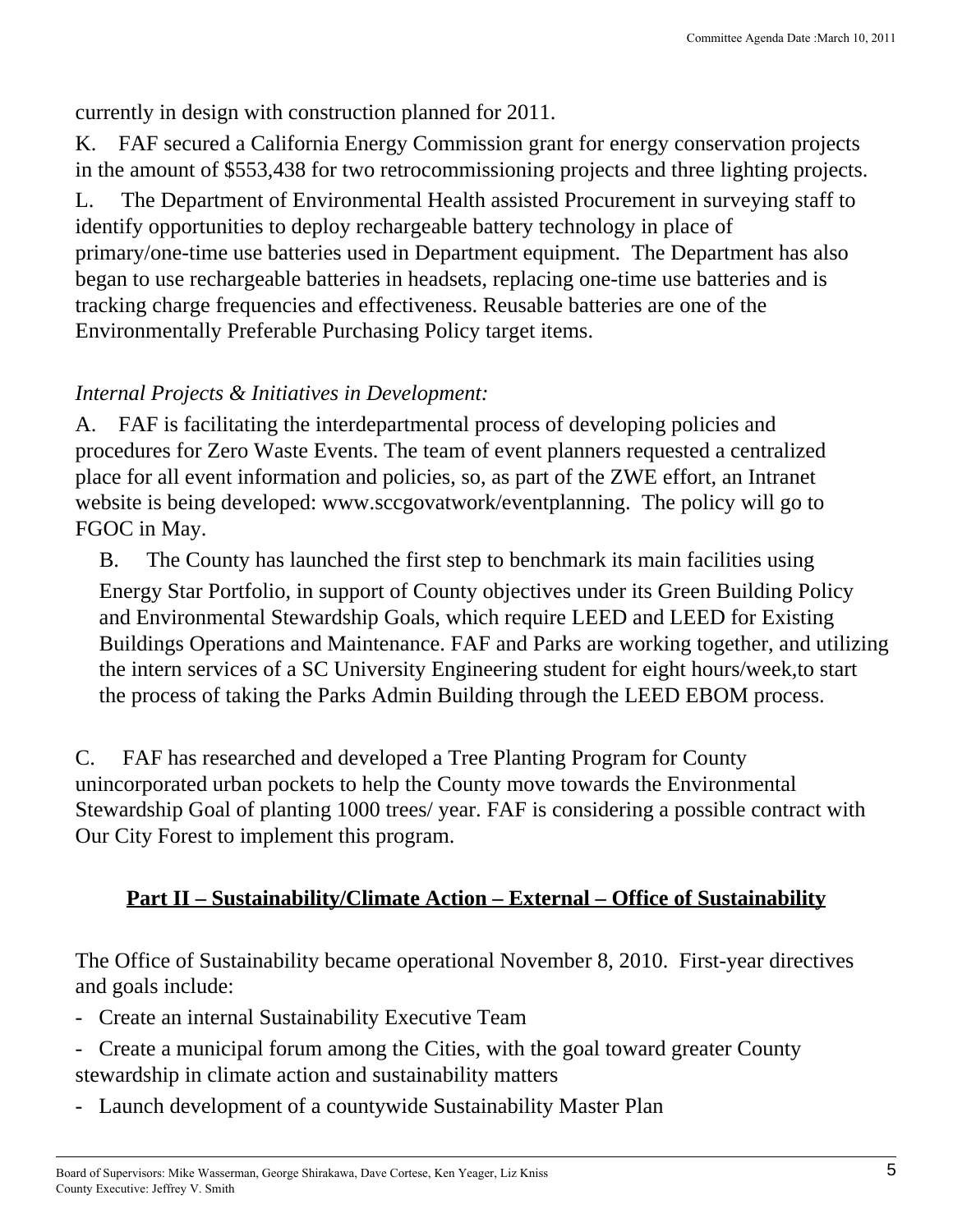currently in design with construction planned for 2011.

K. FAF secured a California Energy Commission grant for energy conservation projects in the amount of $553,438 for two retrocommissioning projects and three lighting projects.

L. The Department of Environmental Health assisted Procurement in surveying staff to identify opportunities to deploy rechargeable battery technology in place of primary/one-time use batteries used in Department equipment. The Department has also began to use rechargeable batteries in headsets, replacing one-time use batteries and is tracking charge frequencies and effectiveness. Reusable batteries are one of the Environmentally Preferable Purchasing Policy target items.

*Internal Projects & Initiatives in Development:*

A. FAF is facilitating the interdepartmental process of developing policies and procedures for Zero Waste Events. The team of event planners requested a centralized place for all event information and policies, so, as part of the ZWE effort, an Intranet website is being developed: www.sccgovatwork/eventplanning. The policy will go to FGOC in May.

B. The County has launched the first step to benchmark its main facilities using Energy Star Portfolio, in support of County objectives under its Green Building Policy and Environmental Stewardship Goals, which require LEED and LEED for Existing Buildings Operations and Maintenance. FAF and Parks are working together, and utilizing the intern services of a SC University Engineering student for eight hours/week,to start the process of taking the Parks Admin Building through the LEED EBOM process.

C. FAF has researched and developed a Tree Planting Program for County unincorporated urban pockets to help the County move towards the Environmental Stewardship Goal of planting 1000 trees/ year. FAF is considering a possible contract with Our City Forest to implement this program.

## **Part II – Sustainability/Climate Action – External – Office of Sustainability**

The Office of Sustainability became operational November 8, 2010. First-year directives and goals include:

- Create an internal Sustainability Executive Team
- Create a municipal forum among the Cities, with the goal toward greater County stewardship in climate action and sustainability matters
- Launch development of a countywide Sustainability Master Plan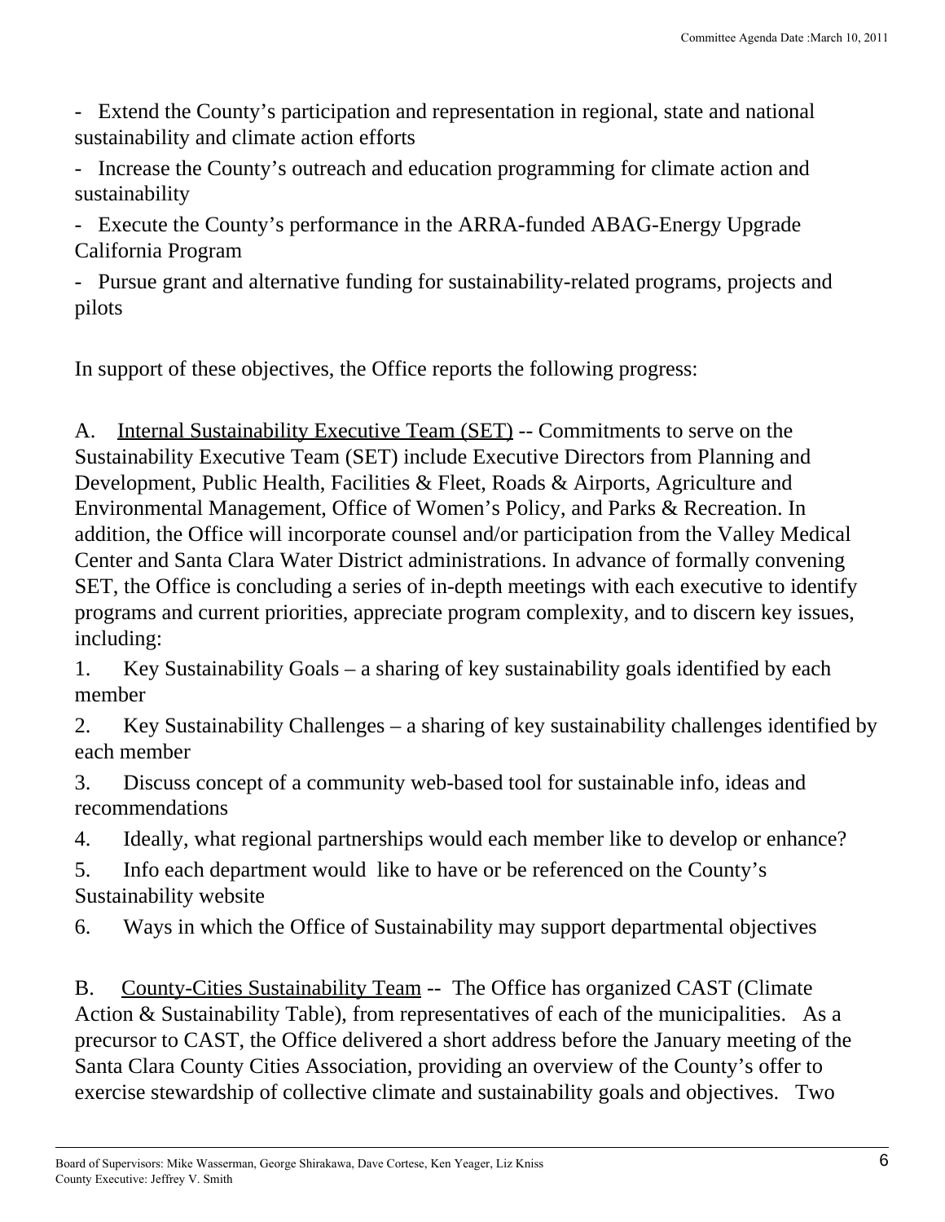- Extend the County's participation and representation in regional, state and national sustainability and climate action efforts

- Increase the County's outreach and education programming for climate action and sustainability

- Execute the County's performance in the ARRA-funded ABAG-Energy Upgrade California Program

- Pursue grant and alternative funding for sustainability-related programs, projects and pilots

In support of these objectives, the Office reports the following progress:

A. Internal Sustainability Executive Team (SET) -- Commitments to serve on the Sustainability Executive Team (SET) include Executive Directors from Planning and Development, Public Health, Facilities & Fleet, Roads & Airports, Agriculture and Environmental Management, Office of Women's Policy, and Parks & Recreation. In addition, the Office will incorporate counsel and/or participation from the Valley Medical Center and Santa Clara Water District administrations. In advance of formally convening SET, the Office is concluding a series of in-depth meetings with each executive to identify programs and current priorities, appreciate program complexity, and to discern key issues, including:

1. Key Sustainability Goals – a sharing of key sustainability goals identified by each member
2. Key Sustainability Challenges – a sharing of key sustainability challenges identified by each member
3. Discuss concept of a community web-based tool for sustainable info, ideas and recommendations
4. Ideally, what regional partnerships would each member like to develop or enhance?
5. Info each department would like to have or be referenced on the County's Sustainability website
6. Ways in which the Office of Sustainability may support departmental objectives

B. County-Cities Sustainability Team -- The Office has organized CAST (Climate Action & Sustainability Table), from representatives of each of the municipalities. As a precursor to CAST, the Office delivered a short address before the January meeting of the Santa Clara County Cities Association, providing an overview of the County's offer to exercise stewardship of collective climate and sustainability goals and objectives. Two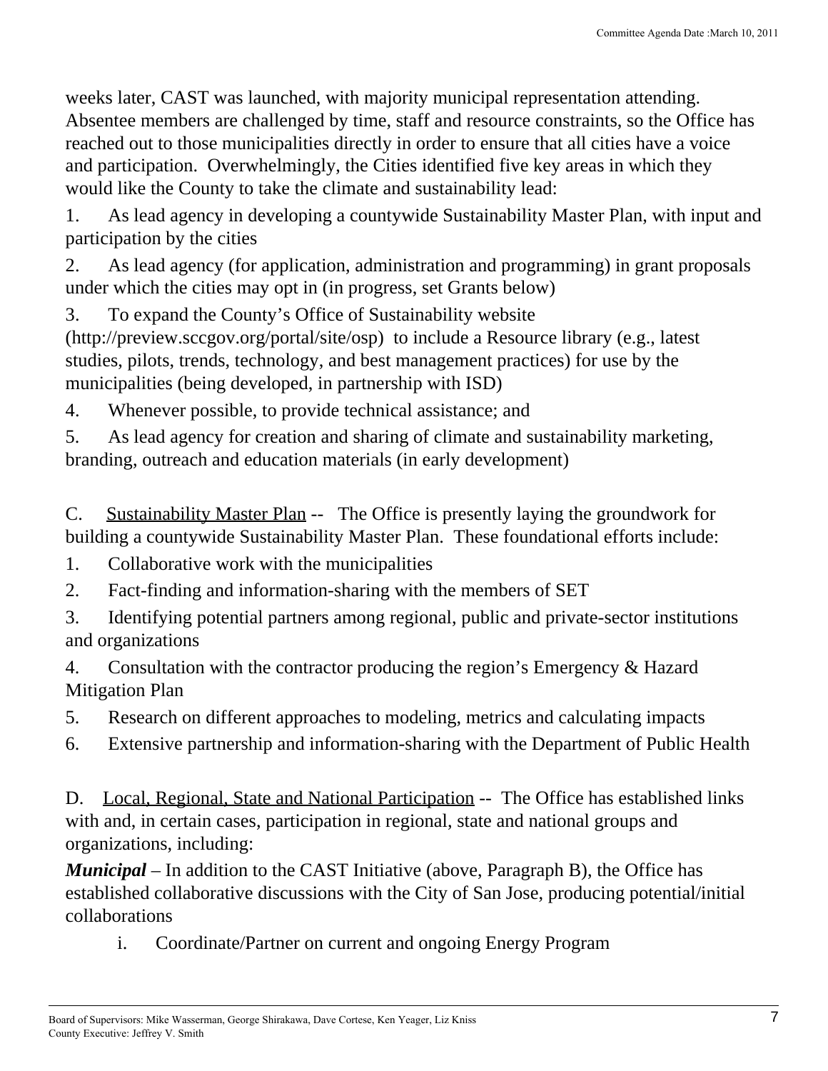weeks later, CAST was launched, with majority municipal representation attending. Absentee members are challenged by time, staff and resource constraints, so the Office has reached out to those municipalities directly in order to ensure that all cities have a voice and participation. Overwhelmingly, the Cities identified five key areas in which they would like the County to take the climate and sustainability lead:

1. As lead agency in developing a countywide Sustainability Master Plan, with input and participation by the cities
2. As lead agency (for application, administration and programming) in grant proposals under which the cities may opt in (in progress, set Grants below)
3. To expand the County's Office of Sustainability website (http://preview.sccgov.org/portal/site/osp) to include a Resource library (e.g., latest studies, pilots, trends, technology, and best management practices) for use by the municipalities (being developed, in partnership with ISD)
4. Whenever possible, to provide technical assistance; and
5. As lead agency for creation and sharing of climate and sustainability marketing, branding, outreach and education materials (in early development)

C. <u>Sustainability Master Plan</u> -- The Office is presently laying the groundwork for building a countywide Sustainability Master Plan. These foundational efforts include:

1. Collaborative work with the municipalities
2. Fact-finding and information-sharing with the members of SET
3. Identifying potential partners among regional, public and private-sector institutions and organizations
4. Consultation with the contractor producing the region's Emergency & Hazard Mitigation Plan
5. Research on different approaches to modeling, metrics and calculating impacts
6. Extensive partnership and information-sharing with the Department of Public Health

D. <u>Local, Regional, State and National Participation</u> -- The Office has established links with and, in certain cases, participation in regional, state and national groups and organizations, including:

***Municipal*** – In addition to the CAST Initiative (above, Paragraph B), the Office has established collaborative discussions with the City of San Jose, producing potential/initial collaborations

i. Coordinate/Partner on current and ongoing Energy Program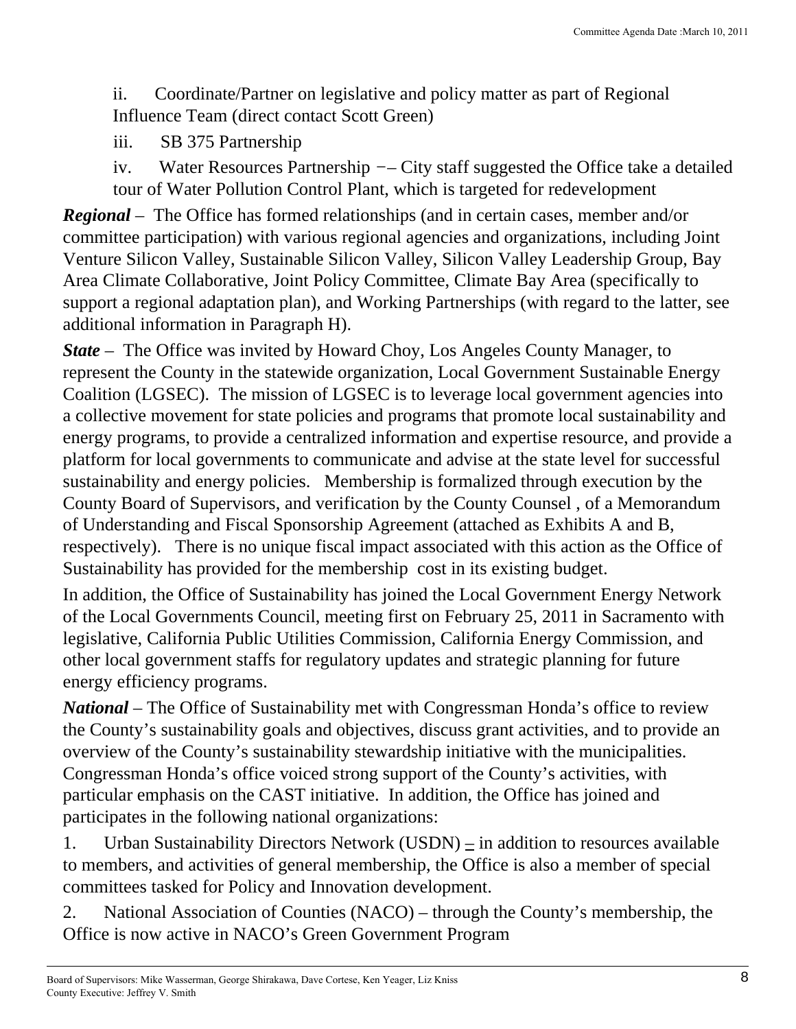ii. Coordinate/Partner on legislative and policy matter as part of Regional Influence Team (direct contact Scott Green)

iii. SB 375 Partnership

iv. Water Resources Partnership −– City staff suggested the Office take a detailed tour of Water Pollution Control Plant, which is targeted for redevelopment

***Regional*** – The Office has formed relationships (and in certain cases, member and/or committee participation) with various regional agencies and organizations, including Joint Venture Silicon Valley, Sustainable Silicon Valley, Silicon Valley Leadership Group, Bay Area Climate Collaborative, Joint Policy Committee, Climate Bay Area (specifically to support a regional adaptation plan), and Working Partnerships (with regard to the latter, see additional information in Paragraph H).

***State*** – The Office was invited by Howard Choy, Los Angeles County Manager, to represent the County in the statewide organization, Local Government Sustainable Energy Coalition (LGSEC). The mission of LGSEC is to leverage local government agencies into a collective movement for state policies and programs that promote local sustainability and energy programs, to provide a centralized information and expertise resource, and provide a platform for local governments to communicate and advise at the state level for successful sustainability and energy policies. Membership is formalized through execution by the County Board of Supervisors, and verification by the County Counsel , of a Memorandum of Understanding and Fiscal Sponsorship Agreement (attached as Exhibits A and B, respectively). There is no unique fiscal impact associated with this action as the Office of Sustainability has provided for the membership cost in its existing budget.

In addition, the Office of Sustainability has joined the Local Government Energy Network of the Local Governments Council, meeting first on February 25, 2011 in Sacramento with legislative, California Public Utilities Commission, California Energy Commission, and other local government staffs for regulatory updates and strategic planning for future energy efficiency programs.

***National*** – The Office of Sustainability met with Congressman Honda's office to review the County's sustainability goals and objectives, discuss grant activities, and to provide an overview of the County's sustainability stewardship initiative with the municipalities. Congressman Honda's office voiced strong support of the County's activities, with particular emphasis on the CAST initiative. In addition, the Office has joined and participates in the following national organizations:

1. Urban Sustainability Directors Network (USDN) – in addition to resources available to members, and activities of general membership, the Office is also a member of special committees tasked for Policy and Innovation development.

2. National Association of Counties (NACO) – through the County's membership, the Office is now active in NACO's Green Government Program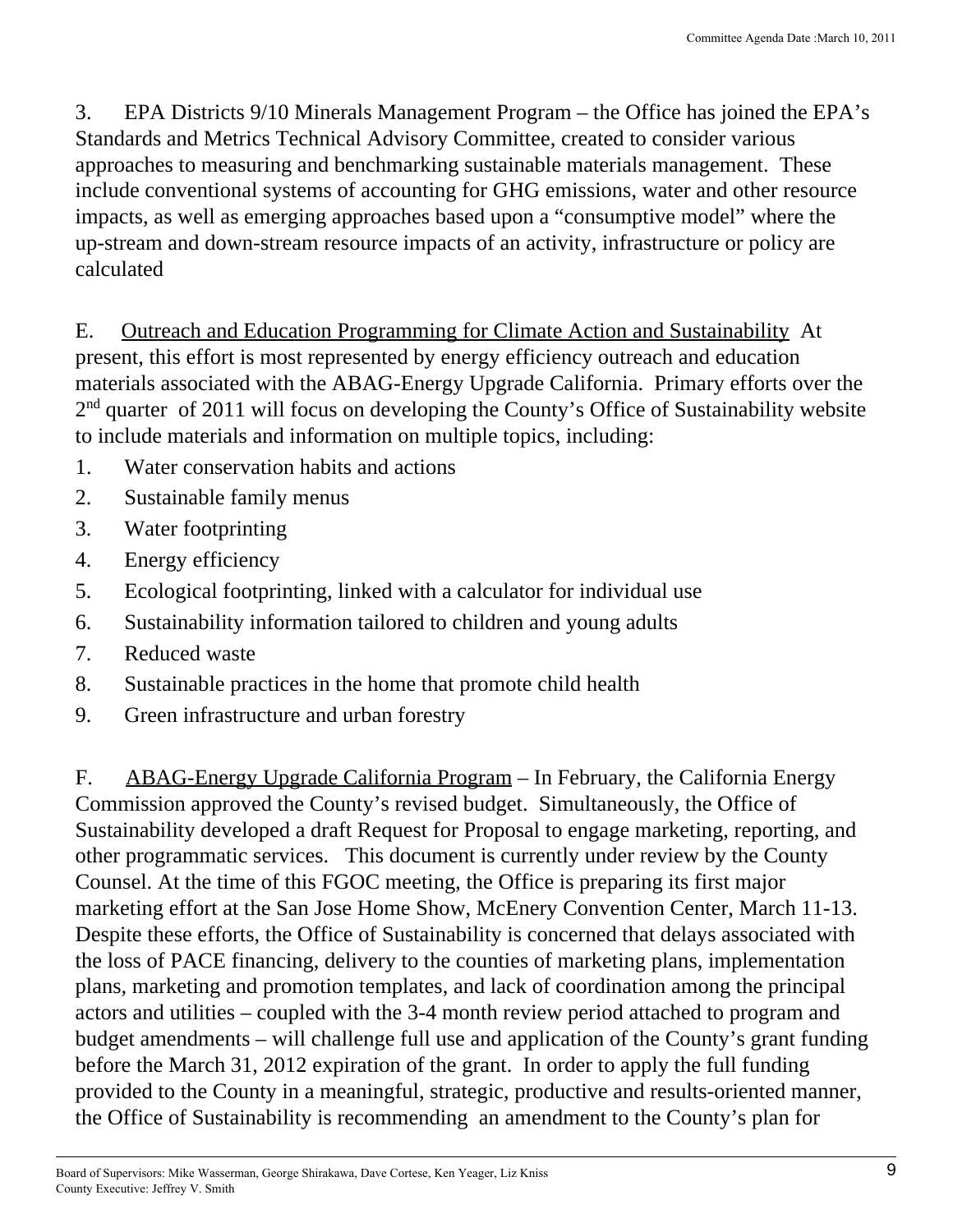3. EPA Districts 9/10 Minerals Management Program – the Office has joined the EPA's Standards and Metrics Technical Advisory Committee, created to consider various approaches to measuring and benchmarking sustainable materials management. These include conventional systems of accounting for GHG emissions, water and other resource impacts, as well as emerging approaches based upon a "consumptive model" where the up-stream and down-stream resource impacts of an activity, infrastructure or policy are calculated

E. Outreach and Education Programming for Climate Action and Sustainability At present, this effort is most represented by energy efficiency outreach and education materials associated with the ABAG-Energy Upgrade California. Primary efforts over the 2nd quarter of 2011 will focus on developing the County's Office of Sustainability website to include materials and information on multiple topics, including:

1. Water conservation habits and actions
2. Sustainable family menus
3. Water footprinting
4. Energy efficiency
5. Ecological footprinting, linked with a calculator for individual use
6. Sustainability information tailored to children and young adults
7. Reduced waste
8. Sustainable practices in the home that promote child health
9. Green infrastructure and urban forestry

F. ABAG-Energy Upgrade California Program – In February, the California Energy Commission approved the County's revised budget. Simultaneously, the Office of Sustainability developed a draft Request for Proposal to engage marketing, reporting, and other programmatic services. This document is currently under review by the County Counsel. At the time of this FGOC meeting, the Office is preparing its first major marketing effort at the San Jose Home Show, McEnery Convention Center, March 11-13. Despite these efforts, the Office of Sustainability is concerned that delays associated with the loss of PACE financing, delivery to the counties of marketing plans, implementation plans, marketing and promotion templates, and lack of coordination among the principal actors and utilities – coupled with the 3-4 month review period attached to program and budget amendments – will challenge full use and application of the County's grant funding before the March 31, 2012 expiration of the grant. In order to apply the full funding provided to the County in a meaningful, strategic, productive and results-oriented manner, the Office of Sustainability is recommending an amendment to the County's plan for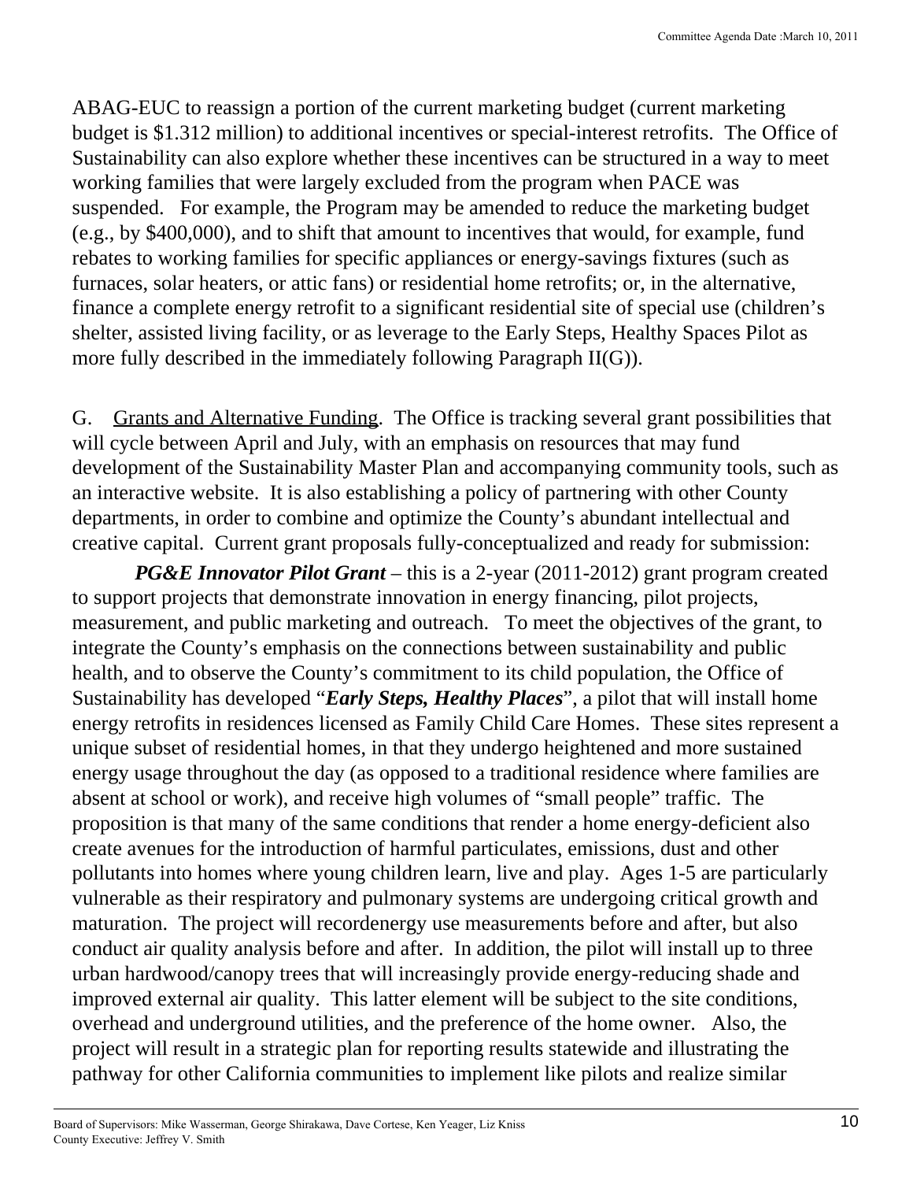ABAG-EUC to reassign a portion of the current marketing budget (current marketing budget is $1.312 million) to additional incentives or special-interest retrofits. The Office of Sustainability can also explore whether these incentives can be structured in a way to meet working families that were largely excluded from the program when PACE was suspended. For example, the Program may be amended to reduce the marketing budget (e.g., by $400,000), and to shift that amount to incentives that would, for example, fund rebates to working families for specific appliances or energy-savings fixtures (such as furnaces, solar heaters, or attic fans) or residential home retrofits; or, in the alternative, finance a complete energy retrofit to a significant residential site of special use (children's shelter, assisted living facility, or as leverage to the Early Steps, Healthy Spaces Pilot as more fully described in the immediately following Paragraph II(G)).

G. Grants and Alternative Funding. The Office is tracking several grant possibilities that will cycle between April and July, with an emphasis on resources that may fund development of the Sustainability Master Plan and accompanying community tools, such as an interactive website. It is also establishing a policy of partnering with other County departments, in order to combine and optimize the County's abundant intellectual and creative capital. Current grant proposals fully-conceptualized and ready for submission:

***PG&E Innovator Pilot Grant*** – this is a 2-year (2011-2012) grant program created to support projects that demonstrate innovation in energy financing, pilot projects, measurement, and public marketing and outreach. To meet the objectives of the grant, to integrate the County's emphasis on the connections between sustainability and public health, and to observe the County's commitment to its child population, the Office of Sustainability has developed "***Early Steps, Healthy Places***", a pilot that will install home energy retrofits in residences licensed as Family Child Care Homes. These sites represent a unique subset of residential homes, in that they undergo heightened and more sustained energy usage throughout the day (as opposed to a traditional residence where families are absent at school or work), and receive high volumes of "small people" traffic. The proposition is that many of the same conditions that render a home energy-deficient also create avenues for the introduction of harmful particulates, emissions, dust and other pollutants into homes where young children learn, live and play. Ages 1-5 are particularly vulnerable as their respiratory and pulmonary systems are undergoing critical growth and maturation. The project will recordenergy use measurements before and after, but also conduct air quality analysis before and after. In addition, the pilot will install up to three urban hardwood/canopy trees that will increasingly provide energy-reducing shade and improved external air quality. This latter element will be subject to the site conditions, overhead and underground utilities, and the preference of the home owner. Also, the project will result in a strategic plan for reporting results statewide and illustrating the pathway for other California communities to implement like pilots and realize similar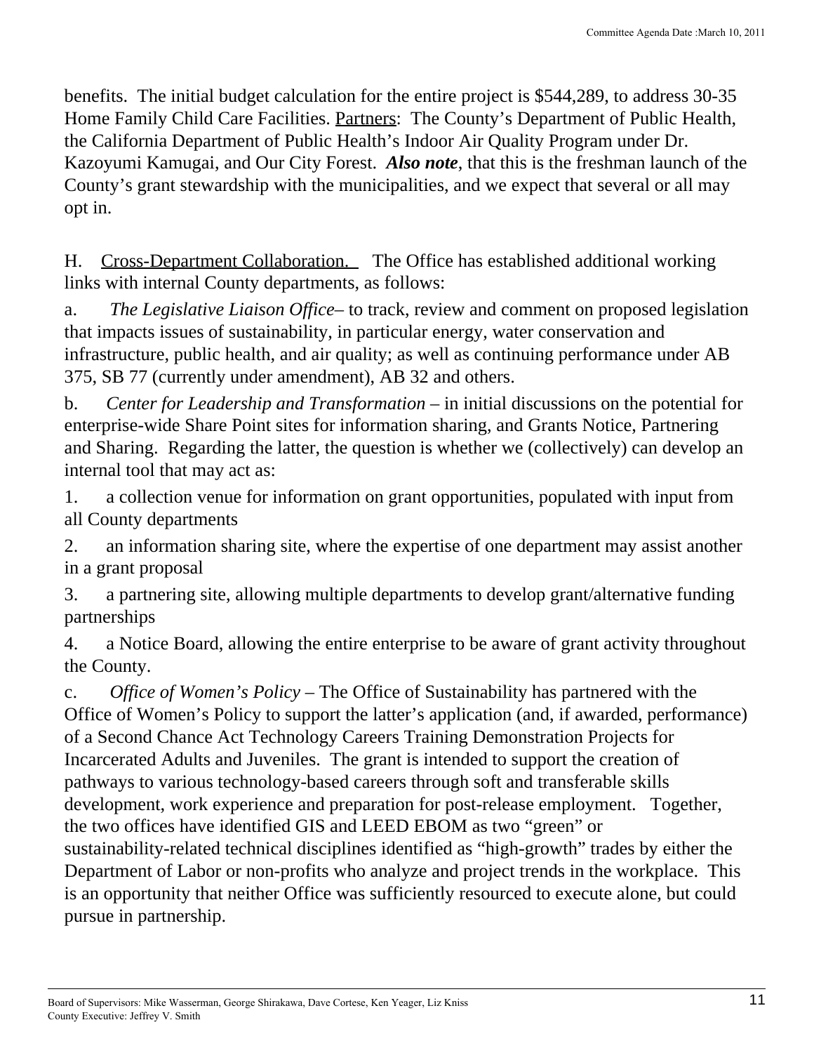benefits. The initial budget calculation for the entire project is $544,289, to address 30-35 Home Family Child Care Facilities. Partners: The County's Department of Public Health, the California Department of Public Health's Indoor Air Quality Program under Dr. Kazoyumi Kamugai, and Our City Forest. ***Also note***, that this is the freshman launch of the County's grant stewardship with the municipalities, and we expect that several or all may opt in.

H. Cross-Department Collaboration. The Office has established additional working links with internal County departments, as follows:

a. *The Legislative Liaison Office*– to track, review and comment on proposed legislation that impacts issues of sustainability, in particular energy, water conservation and infrastructure, public health, and air quality; as well as continuing performance under AB 375, SB 77 (currently under amendment), AB 32 and others.

b. *Center for Leadership and Transformation* – in initial discussions on the potential for enterprise-wide Share Point sites for information sharing, and Grants Notice, Partnering and Sharing. Regarding the latter, the question is whether we (collectively) can develop an internal tool that may act as:

1. a collection venue for information on grant opportunities, populated with input from all County departments
2. an information sharing site, where the expertise of one department may assist another in a grant proposal
3. a partnering site, allowing multiple departments to develop grant/alternative funding partnerships
4. a Notice Board, allowing the entire enterprise to be aware of grant activity throughout the County.

c. *Office of Women's Policy* – The Office of Sustainability has partnered with the Office of Women's Policy to support the latter's application (and, if awarded, performance) of a Second Chance Act Technology Careers Training Demonstration Projects for Incarcerated Adults and Juveniles. The grant is intended to support the creation of pathways to various technology-based careers through soft and transferable skills development, work experience and preparation for post-release employment. Together, the two offices have identified GIS and LEED EBOM as two "green" or sustainability-related technical disciplines identified as "high-growth" trades by either the Department of Labor or non-profits who analyze and project trends in the workplace. This is an opportunity that neither Office was sufficiently resourced to execute alone, but could pursue in partnership.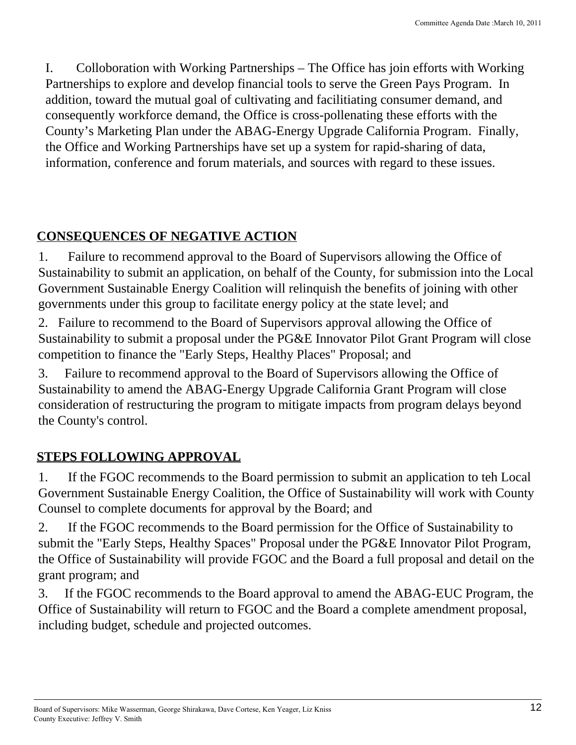I. Colloboration with Working Partnerships – The Office has join efforts with Working Partnerships to explore and develop financial tools to serve the Green Pays Program. In addition, toward the mutual goal of cultivating and facilitiating consumer demand, and consequently workforce demand, the Office is cross-pollenating these efforts with the County's Marketing Plan under the ABAG-Energy Upgrade California Program. Finally, the Office and Working Partnerships have set up a system for rapid-sharing of data, information, conference and forum materials, and sources with regard to these issues.

## CONSEQUENCES OF NEGATIVE ACTION

1. Failure to recommend approval to the Board of Supervisors allowing the Office of Sustainability to submit an application, on behalf of the County, for submission into the Local Government Sustainable Energy Coalition will relinquish the benefits of joining with other governments under this group to facilitate energy policy at the state level; and
2. Failure to recommend to the Board of Supervisors approval allowing the Office of Sustainability to submit a proposal under the PG&E Innovator Pilot Grant Program will close competition to finance the "Early Steps, Healthy Places" Proposal; and
3. Failure to recommend approval to the Board of Supervisors allowing the Office of Sustainability to amend the ABAG-Energy Upgrade California Grant Program will close consideration of restructuring the program to mitigate impacts from program delays beyond the County's control.

## STEPS FOLLOWING APPROVAL

1. If the FGOC recommends to the Board permission to submit an application to teh Local Government Sustainable Energy Coalition, the Office of Sustainability will work with County Counsel to complete documents for approval by the Board; and
2. If the FGOC recommends to the Board permission for the Office of Sustainability to submit the "Early Steps, Healthy Spaces" Proposal under the PG&E Innovator Pilot Program, the Office of Sustainability will provide FGOC and the Board a full proposal and detail on the grant program; and
3. If the FGOC recommends to the Board approval to amend the ABAG-EUC Program, the Office of Sustainability will return to FGOC and the Board a complete amendment proposal, including budget, schedule and projected outcomes.